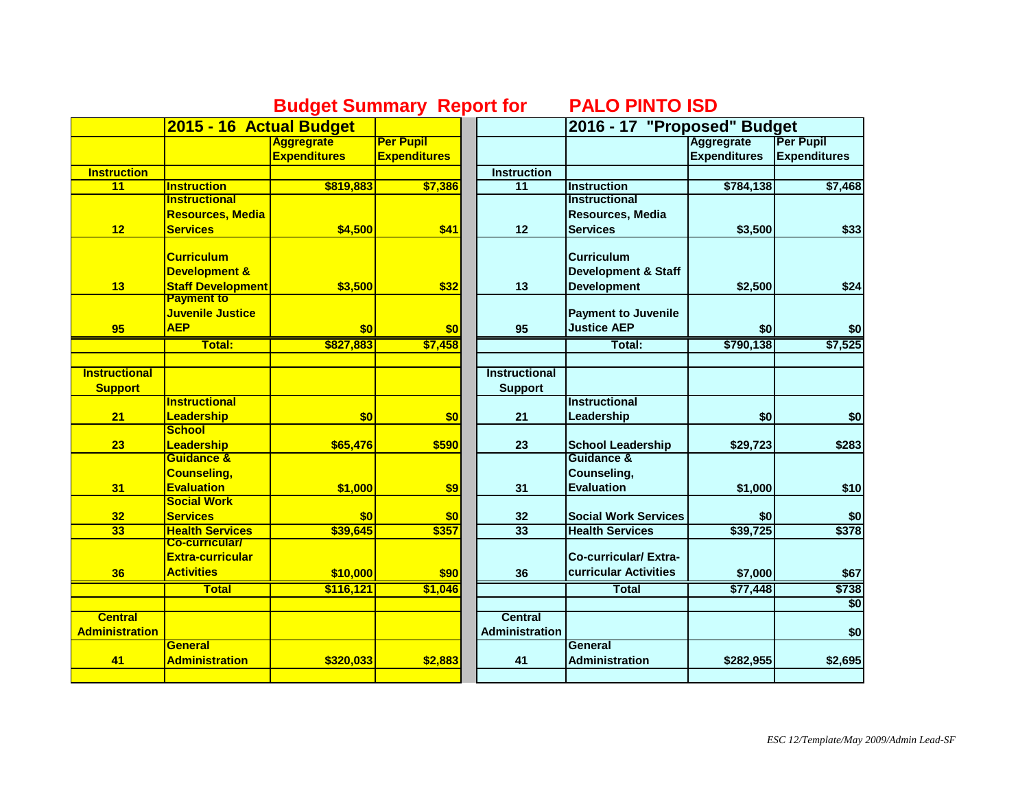# Budget Summary Report for PALO PINTO ISD

| | 2015 - 16 Actual Budget | | | | 2016 - 17 "Proposed" Budget | | |
|---|---|---|---|---|---|---|---|
| | | Aggregrate Expenditures | Per Pupil Expenditures | | | Aggregrate Expenditures | Per Pupil Expenditures |
| **Instruction** | | | | **Instruction** | | | |
| 11 | Instruction | $819,883 | $7,386 | 11 | Instruction | $784,138 | $7,468 |
| 12 | Instructional Resources, Media Services | $4,500 | $41 | 12 | Instructional Resources, Media Services | $3,500 | $33 |
| 13 | Curriculum Development & Staff Development | $3,500 | $32 | 13 | Curriculum Development & Staff Development | $2,500 | $24 |
| 95 | Payment to Juvenile Justice AEP | $0 | $0 | 95 | Payment to Juvenile Justice AEP | $0 | $0 |
| | Total: | $827,883 | $7,458 | | Total: | $790,138 | $7,525 |
| | | | | | | | |
| **Instructional Support** | | | | **Instructional Support** | | | |
| 21 | Instructional Leadership | $0 | $0 | 21 | Instructional Leadership | $0 | $0 |
| 23 | School Leadership | $65,476 | $590 | 23 | School Leadership | $29,723 | $283 |
| 31 | Guidance & Counseling, Evaluation | $1,000 | $9 | 31 | Guidance & Counseling, Evaluation | $1,000 | $10 |
| 32 | Social Work Services | $0 | $0 | 32 | Social Work Services | $0 | $0 |
| 33 | Health Services | $39,645 | $357 | 33 | Health Services | $39,725 | $378 |
| 36 | Co-curricular/ Extra-curricular Activities | $10,000 | $90 | 36 | Co-curricular/ Extra-curricular Activities | $7,000 | $67 |
| | Total | $116,121 | $1,046 | | Total | $77,448 | $738 |
| | | | | | | | $0 |
| **Central Administration** | | | | **Central Administration** | | | $0 |
| 41 | General Administration | $320,033 | $2,883 | 41 | General Administration | $282,955 | $2,695 |
| | | | | | | | |

*ESC 12/Template/May 2009/Admin Lead-SF*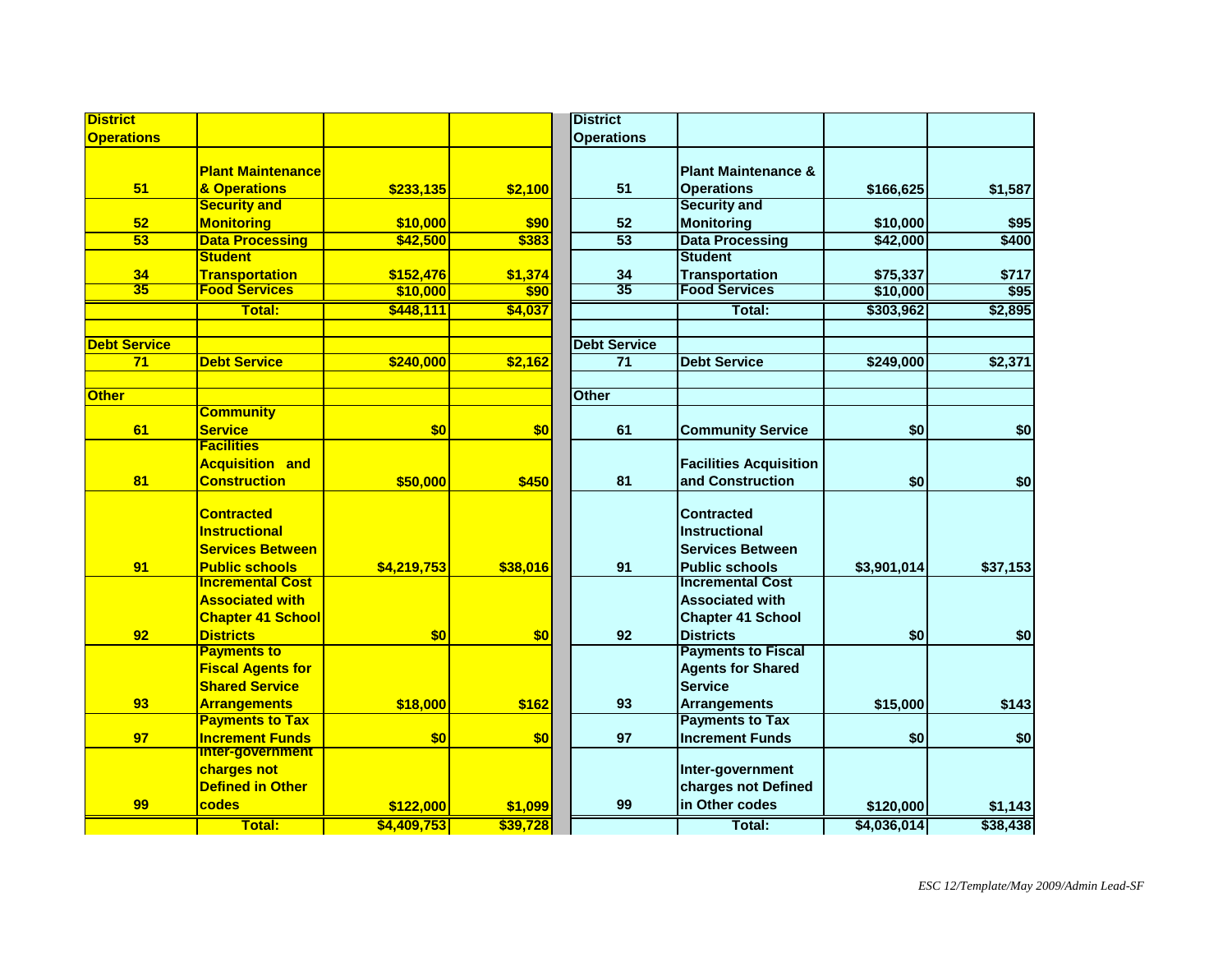| | | | |
|---|---|---|---|
| **District Operations** | | | |
| **51** | **Plant Maintenance & Operations** | **$233,135** | **$2,100** |
| **52** | **Security and Monitoring** | **$10,000** | **$90** |
| **53** | **Data Processing** | **$42,500** | **$383** |
| **34** | **Student Transportation** | **$152,476** | **$1,374** |
| **35** | **Food Services** | **$10,000** | **$90** |
| | **Total:** | **$448,111** | **$4,037** |
| | | | |
| **Debt Service** | | | |
| **71** | **Debt Service** | **$240,000** | **$2,162** |
| | | | |
| **Other** | | | |
| **61** | **Community Service** | **$0** | **$0** |
| **81** | **Facilities Acquisition and Construction** | **$50,000** | **$450** |
| **91** | **Contracted Instructional Services Between Public schools** | **$4,219,753** | **$38,016** |
| **92** | **Incremental Cost Associated with Chapter 41 School Districts** | **$0** | **$0** |
| **93** | **Payments to Fiscal Agents for Shared Service Arrangements** | **$18,000** | **$162** |
| **97** | **Payments to Tax Increment Funds** | **$0** | **$0** |
| **99** | **Inter-government charges not Defined in Other codes** | **$122,000** | **$1,099** |
| | **Total:** | **$4,409,753** | **$39,728** |

| | | | |
|---|---|---|---|
| **District Operations** | | | |
| **51** | **Plant Maintenance & Operations** | **$166,625** | **$1,587** |
| **52** | **Security and Monitoring** | **$10,000** | **$95** |
| **53** | **Data Processing** | **$42,000** | **$400** |
| **34** | **Student Transportation** | **$75,337** | **$717** |
| **35** | **Food Services** | **$10,000** | **$95** |
| | **Total:** | **$303,962** | **$2,895** |
| | | | |
| **Debt Service** | | | |
| **71** | **Debt Service** | **$249,000** | **$2,371** |
| | | | |
| **Other** | | | |
| **61** | **Community Service** | **$0** | **$0** |
| **81** | **Facilities Acquisition and Construction** | **$0** | **$0** |
| **91** | **Contracted Instructional Services Between Public schools** | **$3,901,014** | **$37,153** |
| **92** | **Incremental Cost Associated with Chapter 41 School Districts** | **$0** | **$0** |
| **93** | **Payments to Fiscal Agents for Shared Service Arrangements** | **$15,000** | **$143** |
| **97** | **Payments to Tax Increment Funds** | **$0** | **$0** |
| **99** | **Inter-government charges not Defined in Other codes** | **$120,000** | **$1,143** |
| | **Total:** | **$4,036,014** | **$38,438** |

*ESC 12/Template/May 2009/Admin Lead-SF*